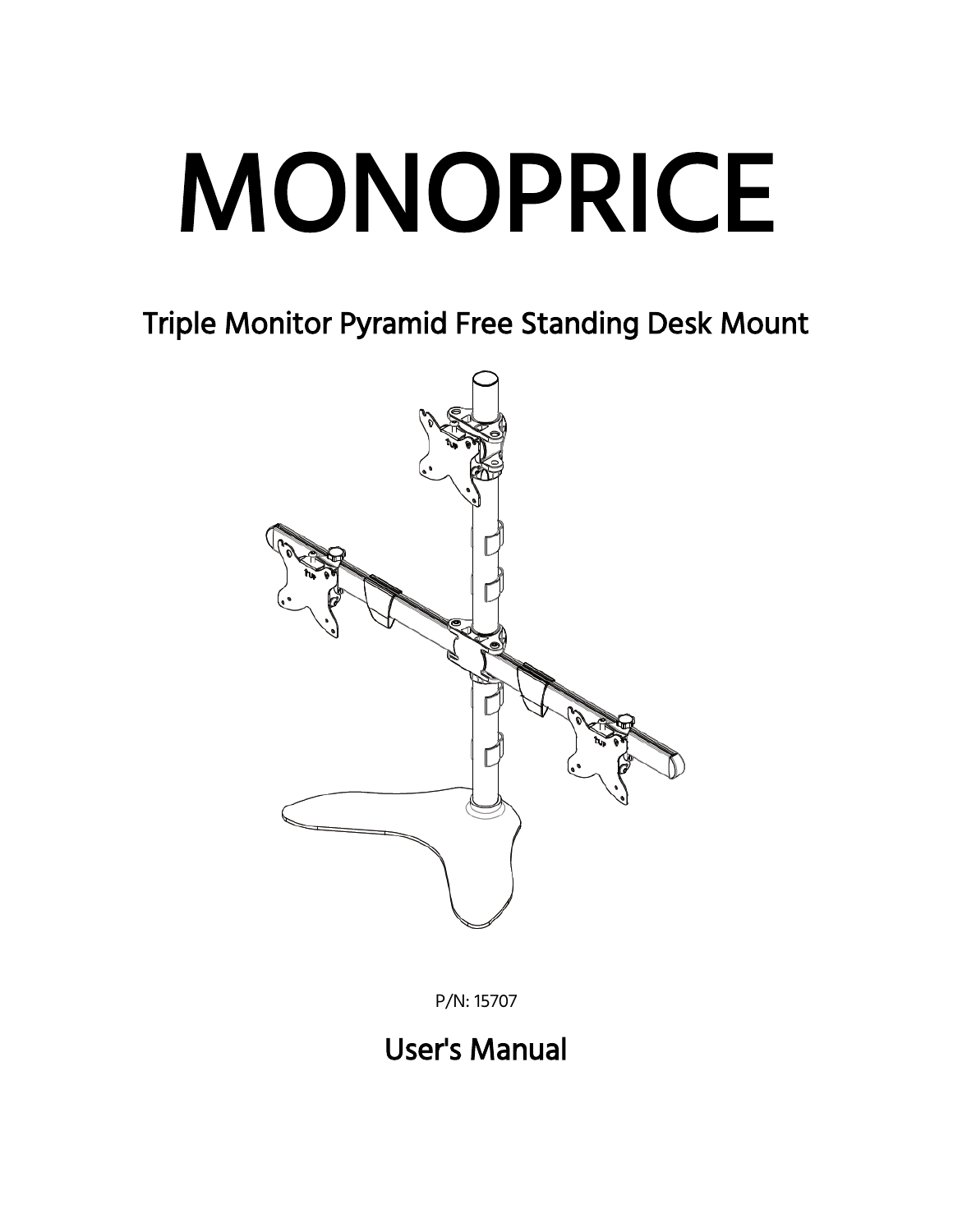# MONOPRICE

## Triple Monitor Pyramid Free Standing Desk Mount

P/N: 15707

## User's Manual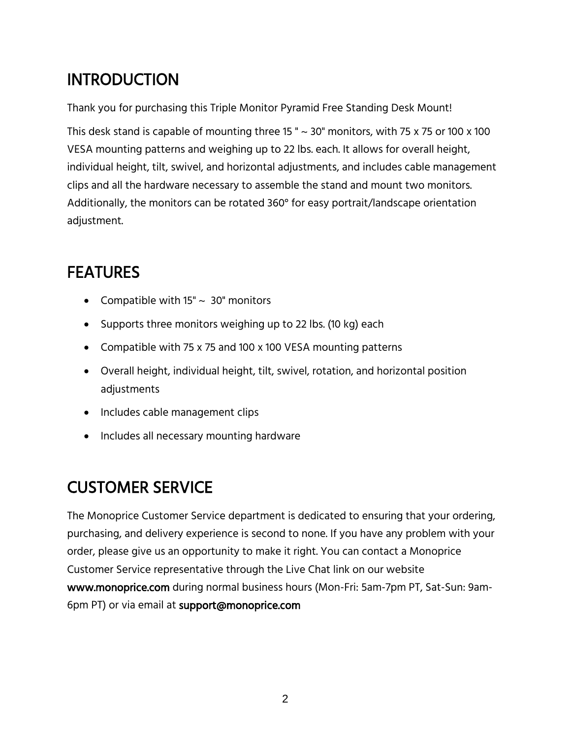# INTRODUCTION

Thank you for purchasing this Triple Monitor Pyramid Free Standing Desk Mount!

This desk stand is capable of mounting three 15 " ~ 30" monitors, with 75 x 75 or 100 x 100 VESA mounting patterns and weighing up to 22 lbs. each. It allows for overall height, individual height, tilt, swivel, and horizontal adjustments, and includes cable management clips and all the hardware necessary to assemble the stand and mount two monitors. Additionally, the monitors can be rotated 360° for easy portrait/landscape orientation adjustment.

# FEATURES

- Compatible with 15" ~ 30" monitors
- Supports three monitors weighing up to 22 lbs. (10 kg) each
- Compatible with 75 x 75 and 100 x 100 VESA mounting patterns
- Overall height, individual height, tilt, swivel, rotation, and horizontal position adjustments
- Includes cable management clips
- Includes all necessary mounting hardware

# CUSTOMER SERVICE

The Monoprice Customer Service department is dedicated to ensuring that your ordering, purchasing, and delivery experience is second to none. If you have any problem with your order, please give us an opportunity to make it right. You can contact a Monoprice Customer Service representative through the Live Chat link on our website **www.monoprice.com** during normal business hours (Mon-Fri: 5am-7pm PT, Sat-Sun: 9am-6pm PT) or via email at **support@monoprice.com**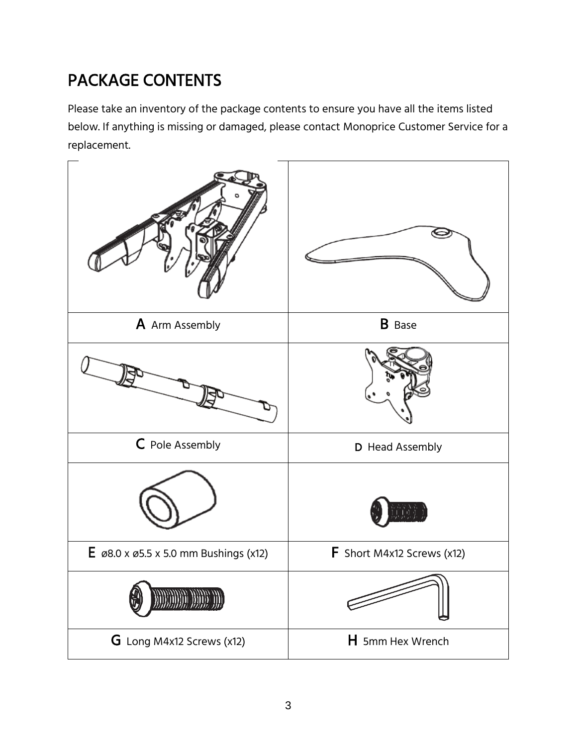# PACKAGE CONTENTS

Please take an inventory of the package contents to ensure you have all the items listed below. If anything is missing or damaged, please contact Monoprice Customer Service for a replacement.

| | |
|---|---|
| **A** Arm Assembly | **B** Base |
| **C** Pole Assembly | **D** Head Assembly |
| **E** ø8.0 x ø5.5 x 5.0 mm Bushings (x12) | **F** Short M4x12 Screws (x12) |
| **G** Long M4x12 Screws (x12) | **H** 5mm Hex Wrench |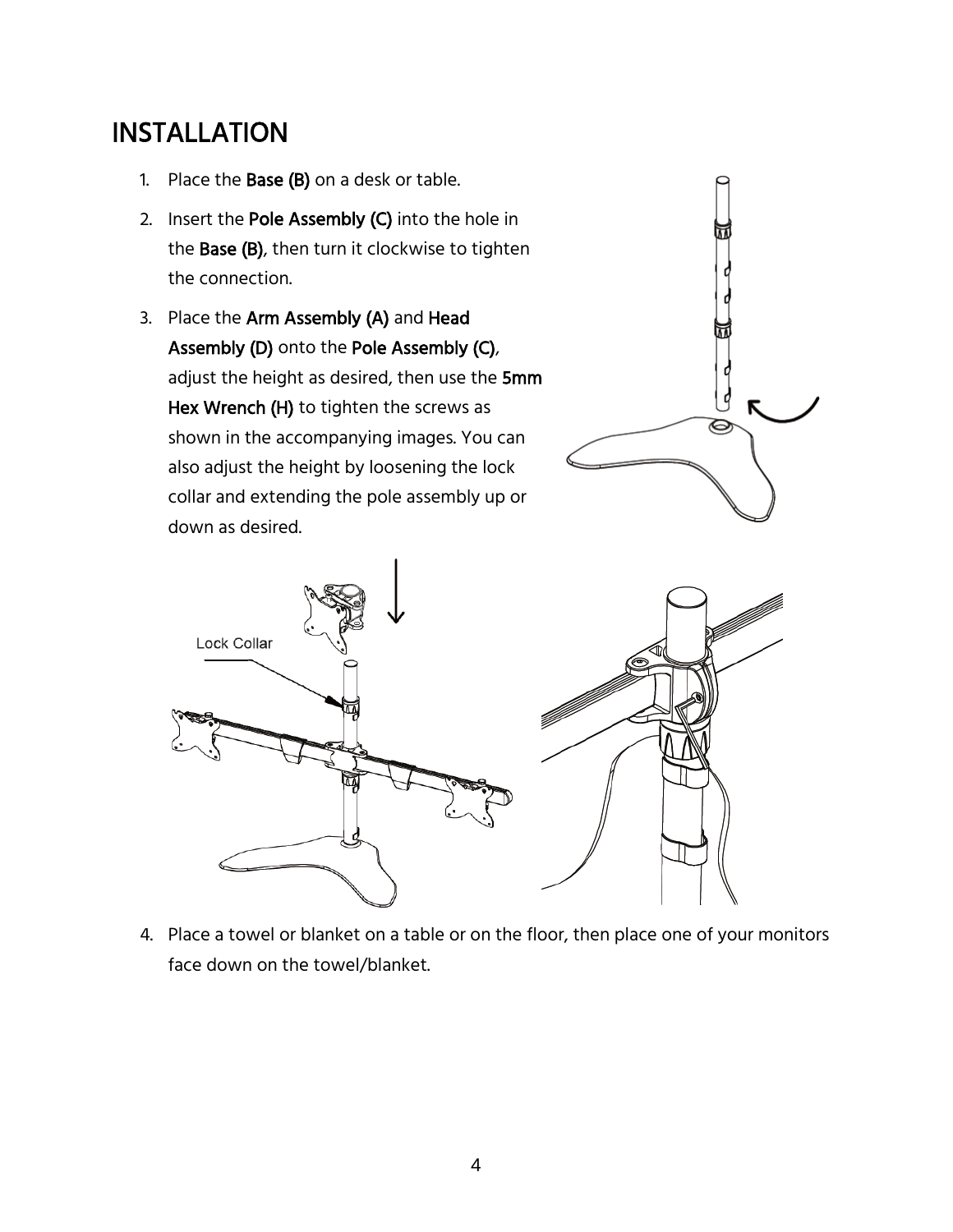# INSTALLATION

1. Place the **Base (B)** on a desk or table.
2. Insert the **Pole Assembly (C)** into the hole in the **Base (B)**, then turn it clockwise to tighten the connection.
3. Place the **Arm Assembly (A)** and **Head Assembly (D)** onto the **Pole Assembly (C)**, adjust the height as desired, then use the **5mm Hex Wrench (H)** to tighten the screws as shown in the accompanying images. You can also adjust the height by loosening the lock collar and extending the pole assembly up or down as desired.

Lock Collar

4. Place a towel or blanket on a table or on the floor, then place one of your monitors face down on the towel/blanket.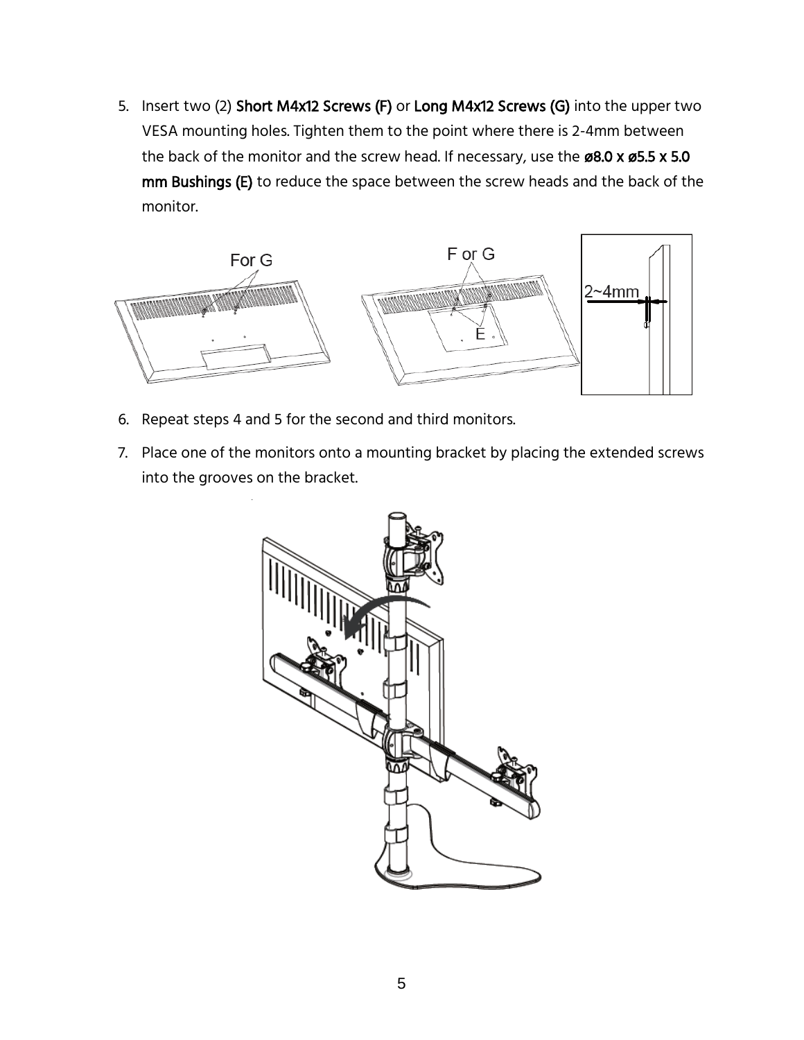5. Insert two (2) **Short M4x12 Screws (F)** or **Long M4x12 Screws (G)** into the upper two VESA mounting holes. Tighten them to the point where there is 2-4mm between the back of the monitor and the screw head. If necessary, use the **ø8.0 x ø5.5 x 5.0 mm Bushings (E)** to reduce the space between the screw heads and the back of the monitor.

6. Repeat steps 4 and 5 for the second and third monitors.

7. Place one of the monitors onto a mounting bracket by placing the extended screws into the grooves on the bracket.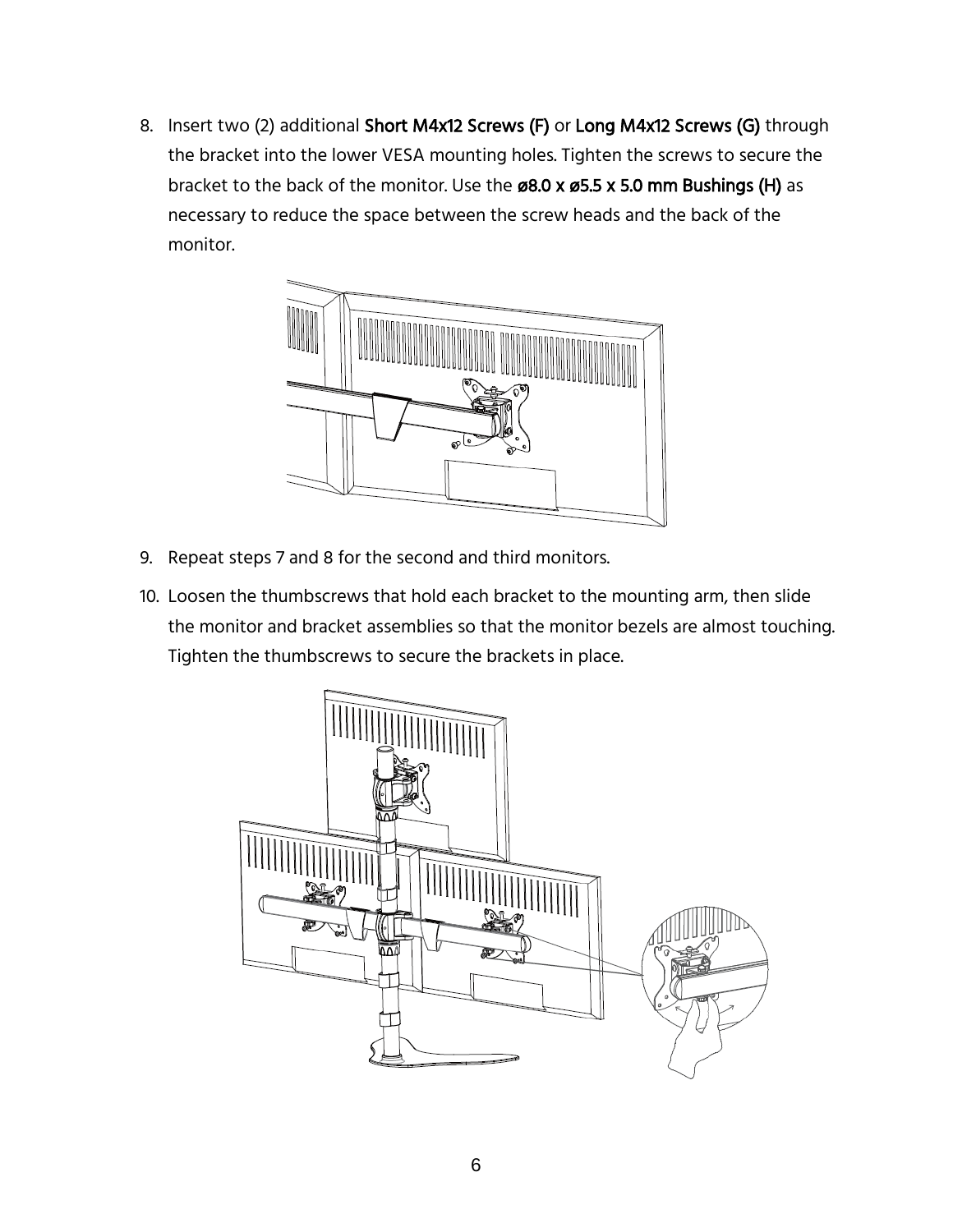8. Insert two (2) additional **Short M4x12 Screws (F)** or **Long M4x12 Screws (G)** through the bracket into the lower VESA mounting holes. Tighten the screws to secure the bracket to the back of the monitor. Use the **ø8.0 x ø5.5 x 5.0 mm Bushings (H)** as necessary to reduce the space between the screw heads and the back of the monitor.

9. Repeat steps 7 and 8 for the second and third monitors.

10. Loosen the thumbscrews that hold each bracket to the mounting arm, then slide the monitor and bracket assemblies so that the monitor bezels are almost touching. Tighten the thumbscrews to secure the brackets in place.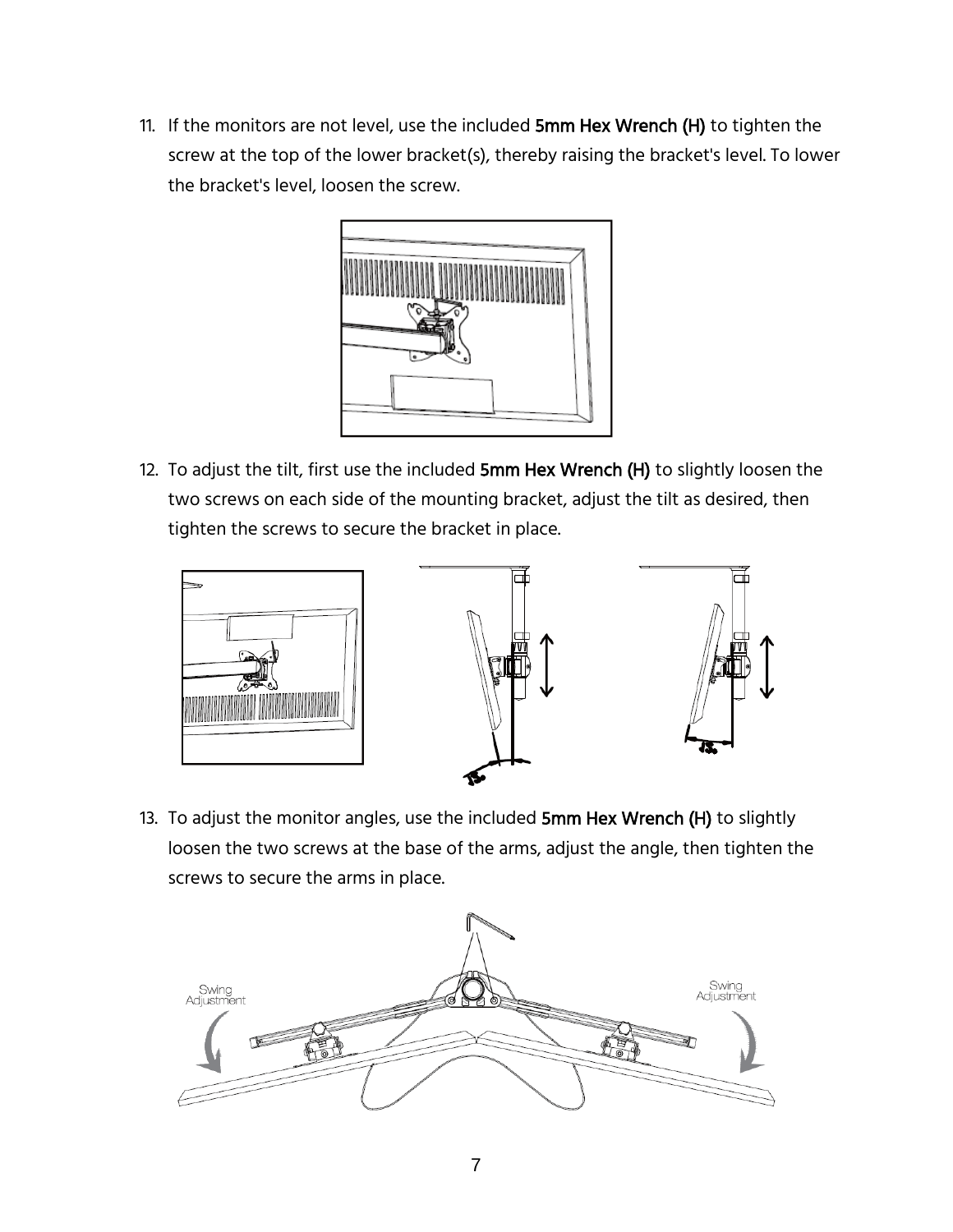11. If the monitors are not level, use the included **5mm Hex Wrench (H)** to tighten the screw at the top of the lower bracket(s), thereby raising the bracket's level. To lower the bracket's level, loosen the screw.

12. To adjust the tilt, first use the included **5mm Hex Wrench (H)** to slightly loosen the two screws on each side of the mounting bracket, adjust the tilt as desired, then tighten the screws to secure the bracket in place.

13. To adjust the monitor angles, use the included **5mm Hex Wrench (H)** to slightly loosen the two screws at the base of the arms, adjust the angle, then tighten the screws to secure the arms in place.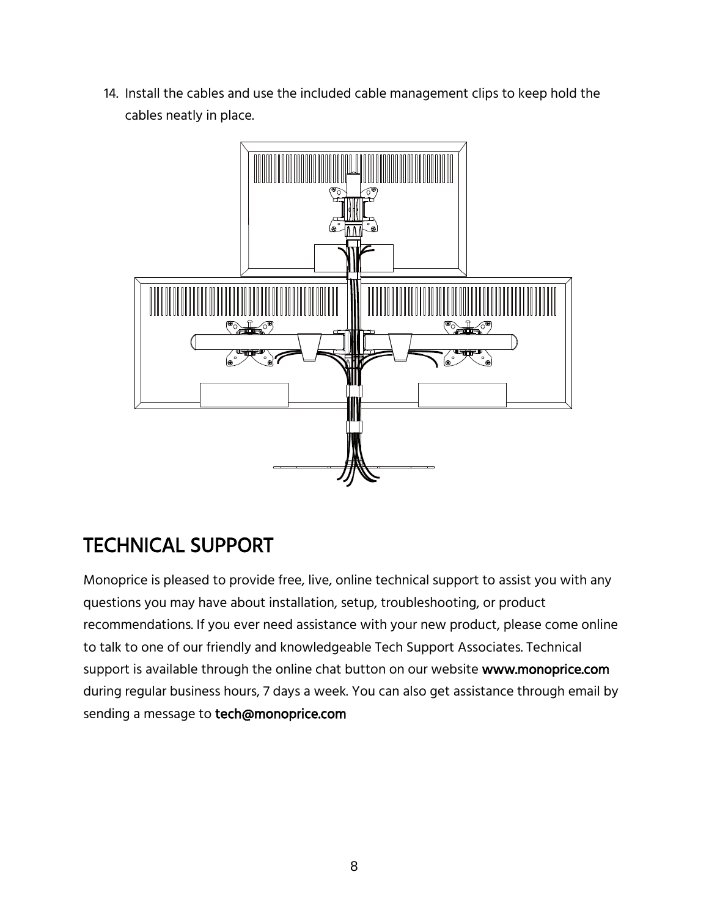14. Install the cables and use the included cable management clips to keep hold the cables neatly in place.

## TECHNICAL SUPPORT

Monoprice is pleased to provide free, live, online technical support to assist you with any questions you may have about installation, setup, troubleshooting, or product recommendations. If you ever need assistance with your new product, please come online to talk to one of our friendly and knowledgeable Tech Support Associates. Technical support is available through the online chat button on our website **www.monoprice.com** during regular business hours, 7 days a week. You can also get assistance through email by sending a message to **tech@monoprice.com**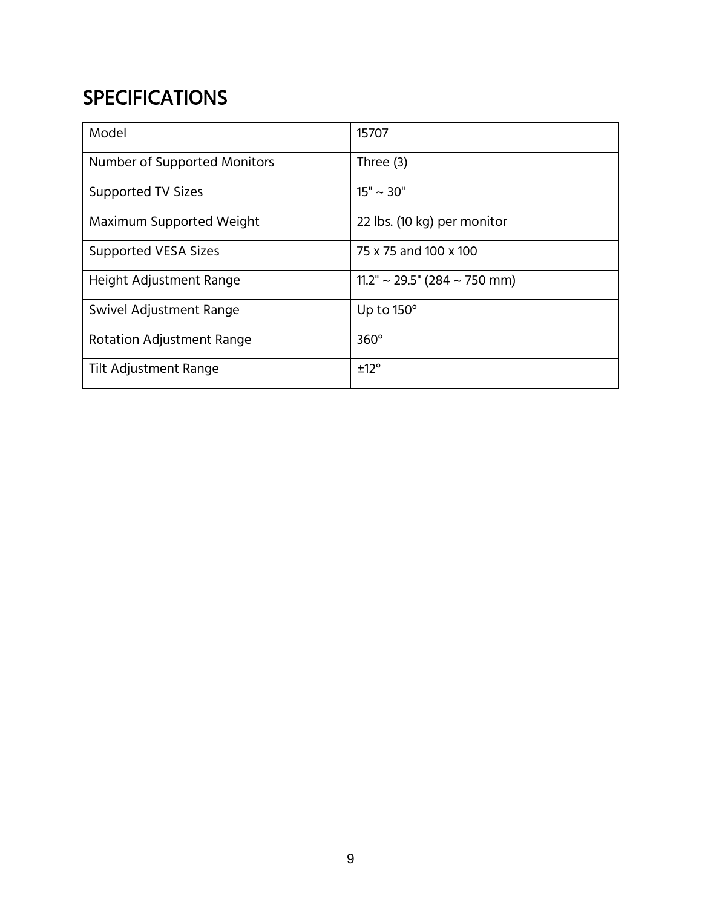## SPECIFICATIONS

| | |
|---|---|
| Model | 15707 |
| Number of Supported Monitors | Three (3) |
| Supported TV Sizes | 15" ~ 30" |
| Maximum Supported Weight | 22 lbs. (10 kg) per monitor |
| Supported VESA Sizes | 75 x 75 and 100 x 100 |
| Height Adjustment Range | 11.2" ~ 29.5" (284 ~ 750 mm) |
| Swivel Adjustment Range | Up to 150° |
| Rotation Adjustment Range | 360° |
| Tilt Adjustment Range | ±12° |